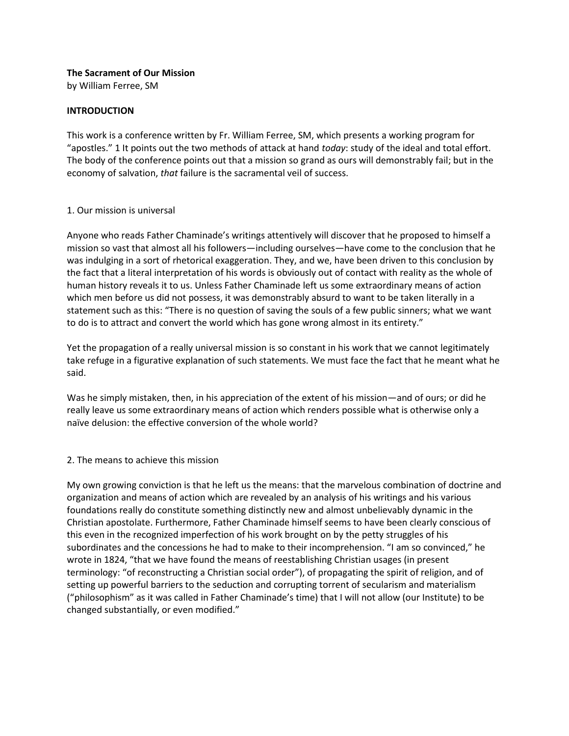**The Sacrament of Our Mission**
by William Ferree, SM

**INTRODUCTION**

This work is a conference written by Fr. William Ferree, SM, which presents a working program for "apostles." 1 It points out the two methods of attack at hand *today*: study of the ideal and total effort. The body of the conference points out that a mission so grand as ours will demonstrably fail; but in the economy of salvation, *that* failure is the sacramental veil of success.

1. Our mission is universal

Anyone who reads Father Chaminade's writings attentively will discover that he proposed to himself a mission so vast that almost all his followers—including ourselves—have come to the conclusion that he was indulging in a sort of rhetorical exaggeration. They, and we, have been driven to this conclusion by the fact that a literal interpretation of his words is obviously out of contact with reality as the whole of human history reveals it to us. Unless Father Chaminade left us some extraordinary means of action which men before us did not possess, it was demonstrably absurd to want to be taken literally in a statement such as this: "There is no question of saving the souls of a few public sinners; what we want to do is to attract and convert the world which has gone wrong almost in its entirety."

Yet the propagation of a really universal mission is so constant in his work that we cannot legitimately take refuge in a figurative explanation of such statements. We must face the fact that he meant what he said.

Was he simply mistaken, then, in his appreciation of the extent of his mission—and of ours; or did he really leave us some extraordinary means of action which renders possible what is otherwise only a naïve delusion: the effective conversion of the whole world?

2. The means to achieve this mission

My own growing conviction is that he left us the means: that the marvelous combination of doctrine and organization and means of action which are revealed by an analysis of his writings and his various foundations really do constitute something distinctly new and almost unbelievably dynamic in the Christian apostolate. Furthermore, Father Chaminade himself seems to have been clearly conscious of this even in the recognized imperfection of his work brought on by the petty struggles of his subordinates and the concessions he had to make to their incomprehension. "I am so convinced," he wrote in 1824, "that we have found the means of reestablishing Christian usages (in present terminology: "of reconstructing a Christian social order"), of propagating the spirit of religion, and of setting up powerful barriers to the seduction and corrupting torrent of secularism and materialism ("philosophism" as it was called in Father Chaminade's time) that I will not allow (our Institute) to be changed substantially, or even modified."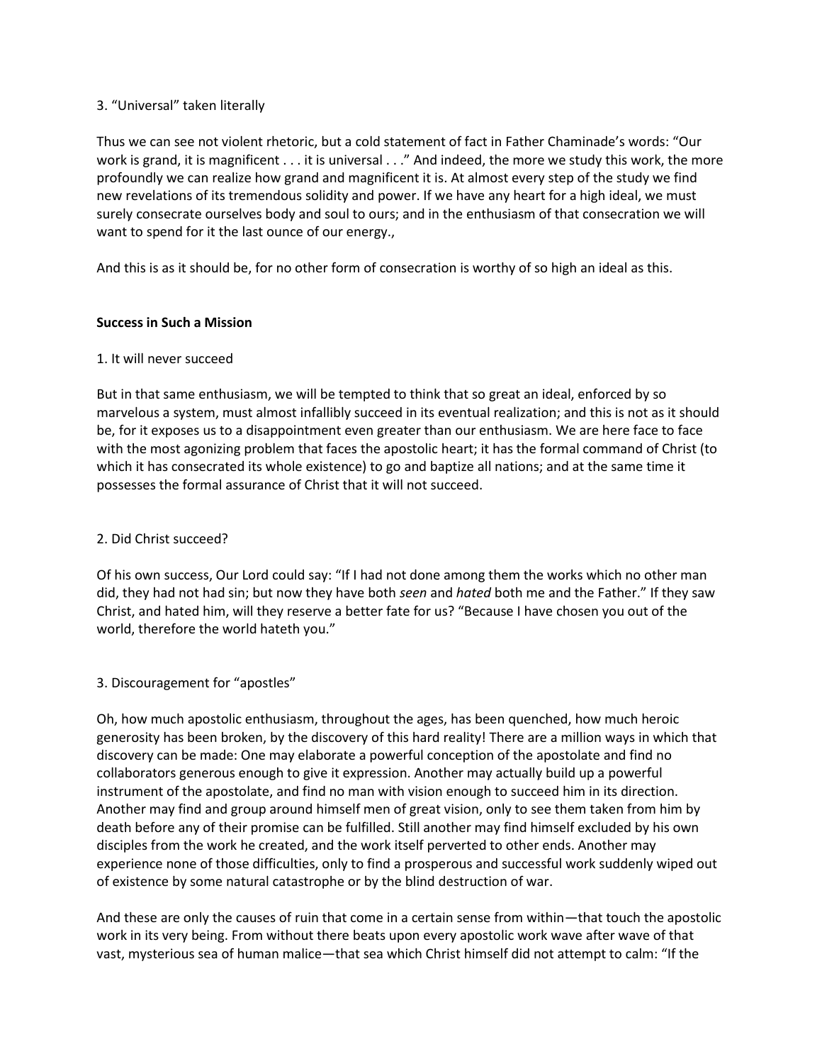3. "Universal" taken literally

Thus we can see not violent rhetoric, but a cold statement of fact in Father Chaminade's words: "Our work is grand, it is magnificent . . . it is universal . . ." And indeed, the more we study this work, the more profoundly we can realize how grand and magnificent it is. At almost every step of the study we find new revelations of its tremendous solidity and power. If we have any heart for a high ideal, we must surely consecrate ourselves body and soul to ours; and in the enthusiasm of that consecration we will want to spend for it the last ounce of our energy.,

And this is as it should be, for no other form of consecration is worthy of so high an ideal as this.

**Success in Such a Mission**

1. It will never succeed

But in that same enthusiasm, we will be tempted to think that so great an ideal, enforced by so marvelous a system, must almost infallibly succeed in its eventual realization; and this is not as it should be, for it exposes us to a disappointment even greater than our enthusiasm. We are here face to face with the most agonizing problem that faces the apostolic heart; it has the formal command of Christ (to which it has consecrated its whole existence) to go and baptize all nations; and at the same time it possesses the formal assurance of Christ that it will not succeed.

2. Did Christ succeed?

Of his own success, Our Lord could say: "If I had not done among them the works which no other man did, they had not had sin; but now they have both *seen* and *hated* both me and the Father." If they saw Christ, and hated him, will they reserve a better fate for us? "Because I have chosen you out of the world, therefore the world hateth you."

3. Discouragement for "apostles"

Oh, how much apostolic enthusiasm, throughout the ages, has been quenched, how much heroic generosity has been broken, by the discovery of this hard reality! There are a million ways in which that discovery can be made: One may elaborate a powerful conception of the apostolate and find no collaborators generous enough to give it expression. Another may actually build up a powerful instrument of the apostolate, and find no man with vision enough to succeed him in its direction. Another may find and group around himself men of great vision, only to see them taken from him by death before any of their promise can be fulfilled. Still another may find himself excluded by his own disciples from the work he created, and the work itself perverted to other ends. Another may experience none of those difficulties, only to find a prosperous and successful work suddenly wiped out of existence by some natural catastrophe or by the blind destruction of war.

And these are only the causes of ruin that come in a certain sense from within—that touch the apostolic work in its very being. From without there beats upon every apostolic work wave after wave of that vast, mysterious sea of human malice—that sea which Christ himself did not attempt to calm: "If the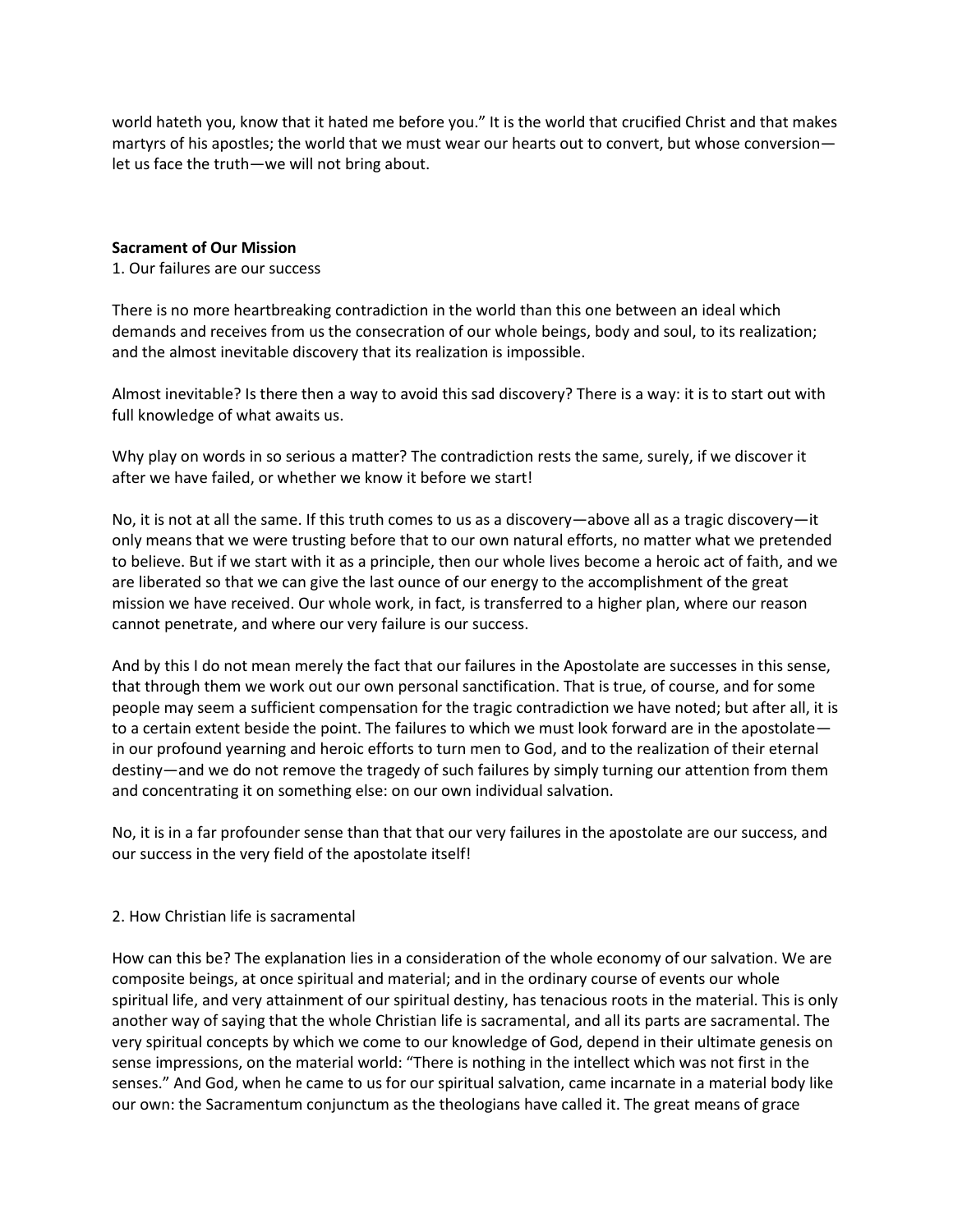world hateth you, know that it hated me before you." It is the world that crucified Christ and that makes martyrs of his apostles; the world that we must wear our hearts out to convert, but whose conversion—let us face the truth—we will not bring about.

**Sacrament of Our Mission**

1. Our failures are our success

There is no more heartbreaking contradiction in the world than this one between an ideal which demands and receives from us the consecration of our whole beings, body and soul, to its realization; and the almost inevitable discovery that its realization is impossible.

Almost inevitable? Is there then a way to avoid this sad discovery? There is a way: it is to start out with full knowledge of what awaits us.

Why play on words in so serious a matter? The contradiction rests the same, surely, if we discover it after we have failed, or whether we know it before we start!

No, it is not at all the same. If this truth comes to us as a discovery—above all as a tragic discovery—it only means that we were trusting before that to our own natural efforts, no matter what we pretended to believe. But if we start with it as a principle, then our whole lives become a heroic act of faith, and we are liberated so that we can give the last ounce of our energy to the accomplishment of the great mission we have received. Our whole work, in fact, is transferred to a higher plan, where our reason cannot penetrate, and where our very failure is our success.

And by this I do not mean merely the fact that our failures in the Apostolate are successes in this sense, that through them we work out our own personal sanctification. That is true, of course, and for some people may seem a sufficient compensation for the tragic contradiction we have noted; but after all, it is to a certain extent beside the point. The failures to which we must look forward are in the apostolate—in our profound yearning and heroic efforts to turn men to God, and to the realization of their eternal destiny—and we do not remove the tragedy of such failures by simply turning our attention from them and concentrating it on something else: on our own individual salvation.

No, it is in a far profounder sense than that that our very failures in the apostolate are our success, and our success in the very field of the apostolate itself!

2. How Christian life is sacramental

How can this be? The explanation lies in a consideration of the whole economy of our salvation. We are composite beings, at once spiritual and material; and in the ordinary course of events our whole spiritual life, and very attainment of our spiritual destiny, has tenacious roots in the material. This is only another way of saying that the whole Christian life is sacramental, and all its parts are sacramental. The very spiritual concepts by which we come to our knowledge of God, depend in their ultimate genesis on sense impressions, on the material world: "There is nothing in the intellect which was not first in the senses." And God, when he came to us for our spiritual salvation, came incarnate in a material body like our own: the Sacramentum conjunctum as the theologians have called it. The great means of grace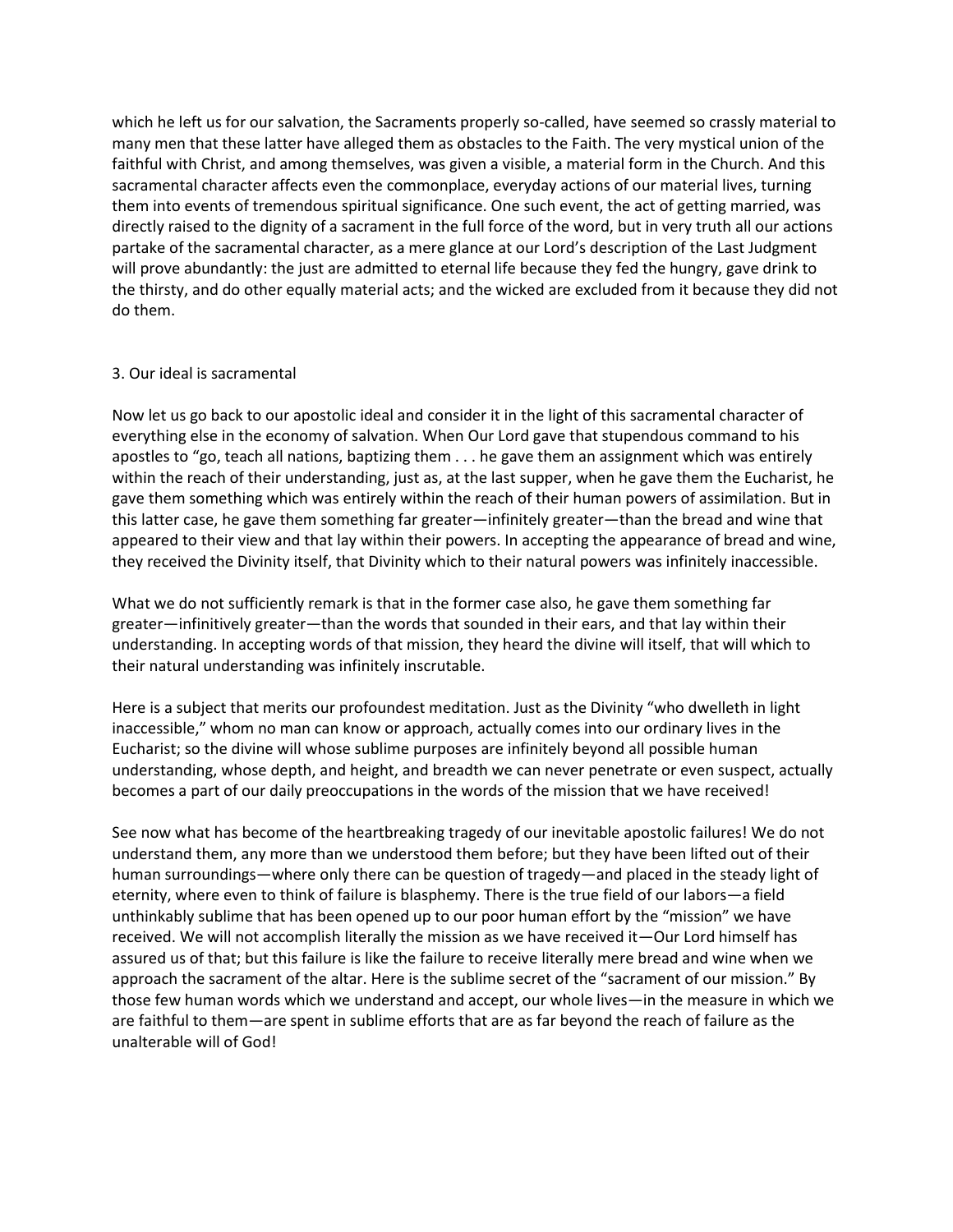which he left us for our salvation, the Sacraments properly so-called, have seemed so crassly material to many men that these latter have alleged them as obstacles to the Faith. The very mystical union of the faithful with Christ, and among themselves, was given a visible, a material form in the Church. And this sacramental character affects even the commonplace, everyday actions of our material lives, turning them into events of tremendous spiritual significance. One such event, the act of getting married, was directly raised to the dignity of a sacrament in the full force of the word, but in very truth all our actions partake of the sacramental character, as a mere glance at our Lord's description of the Last Judgment will prove abundantly: the just are admitted to eternal life because they fed the hungry, gave drink to the thirsty, and do other equally material acts; and the wicked are excluded from it because they did not do them.

## 3. Our ideal is sacramental

Now let us go back to our apostolic ideal and consider it in the light of this sacramental character of everything else in the economy of salvation. When Our Lord gave that stupendous command to his apostles to "go, teach all nations, baptizing them . . . he gave them an assignment which was entirely within the reach of their understanding, just as, at the last supper, when he gave them the Eucharist, he gave them something which was entirely within the reach of their human powers of assimilation. But in this latter case, he gave them something far greater—infinitely greater—than the bread and wine that appeared to their view and that lay within their powers. In accepting the appearance of bread and wine, they received the Divinity itself, that Divinity which to their natural powers was infinitely inaccessible.

What we do not sufficiently remark is that in the former case also, he gave them something far greater—infinitively greater—than the words that sounded in their ears, and that lay within their understanding. In accepting words of that mission, they heard the divine will itself, that will which to their natural understanding was infinitely inscrutable.

Here is a subject that merits our profoundest meditation. Just as the Divinity "who dwelleth in light inaccessible," whom no man can know or approach, actually comes into our ordinary lives in the Eucharist; so the divine will whose sublime purposes are infinitely beyond all possible human understanding, whose depth, and height, and breadth we can never penetrate or even suspect, actually becomes a part of our daily preoccupations in the words of the mission that we have received!

See now what has become of the heartbreaking tragedy of our inevitable apostolic failures! We do not understand them, any more than we understood them before; but they have been lifted out of their human surroundings—where only there can be question of tragedy—and placed in the steady light of eternity, where even to think of failure is blasphemy. There is the true field of our labors—a field unthinkably sublime that has been opened up to our poor human effort by the "mission" we have received. We will not accomplish literally the mission as we have received it—Our Lord himself has assured us of that; but this failure is like the failure to receive literally mere bread and wine when we approach the sacrament of the altar. Here is the sublime secret of the "sacrament of our mission." By those few human words which we understand and accept, our whole lives—in the measure in which we are faithful to them—are spent in sublime efforts that are as far beyond the reach of failure as the unalterable will of God!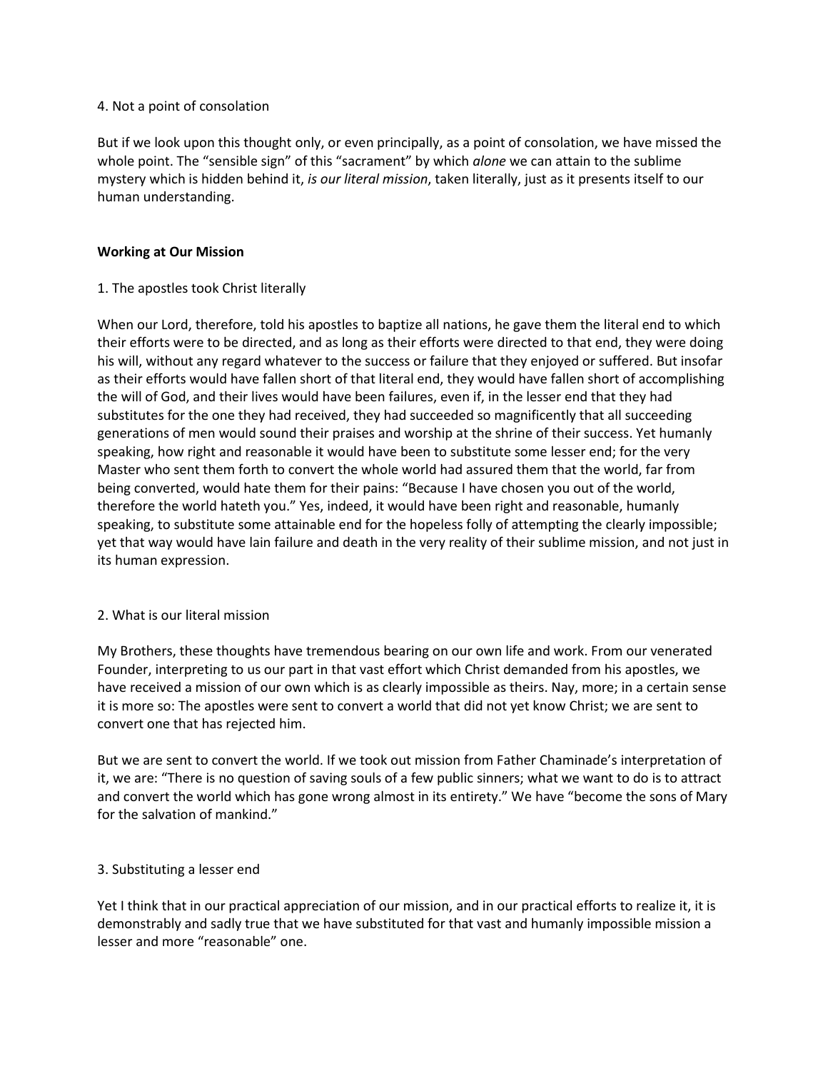4. Not a point of consolation

But if we look upon this thought only, or even principally, as a point of consolation, we have missed the whole point. The "sensible sign" of this "sacrament" by which *alone* we can attain to the sublime mystery which is hidden behind it, *is our literal mission*, taken literally, just as it presents itself to our human understanding.

**Working at Our Mission**

1. The apostles took Christ literally

When our Lord, therefore, told his apostles to baptize all nations, he gave them the literal end to which their efforts were to be directed, and as long as their efforts were directed to that end, they were doing his will, without any regard whatever to the success or failure that they enjoyed or suffered. But insofar as their efforts would have fallen short of that literal end, they would have fallen short of accomplishing the will of God, and their lives would have been failures, even if, in the lesser end that they had substitutes for the one they had received, they had succeeded so magnificently that all succeeding generations of men would sound their praises and worship at the shrine of their success. Yet humanly speaking, how right and reasonable it would have been to substitute some lesser end; for the very Master who sent them forth to convert the whole world had assured them that the world, far from being converted, would hate them for their pains: "Because I have chosen you out of the world, therefore the world hateth you." Yes, indeed, it would have been right and reasonable, humanly speaking, to substitute some attainable end for the hopeless folly of attempting the clearly impossible; yet that way would have lain failure and death in the very reality of their sublime mission, and not just in its human expression.

2. What is our literal mission

My Brothers, these thoughts have tremendous bearing on our own life and work. From our venerated Founder, interpreting to us our part in that vast effort which Christ demanded from his apostles, we have received a mission of our own which is as clearly impossible as theirs. Nay, more; in a certain sense it is more so: The apostles were sent to convert a world that did not yet know Christ; we are sent to convert one that has rejected him.

But we are sent to convert the world. If we took out mission from Father Chaminade's interpretation of it, we are: "There is no question of saving souls of a few public sinners; what we want to do is to attract and convert the world which has gone wrong almost in its entirety." We have "become the sons of Mary for the salvation of mankind."

3. Substituting a lesser end

Yet I think that in our practical appreciation of our mission, and in our practical efforts to realize it, it is demonstrably and sadly true that we have substituted for that vast and humanly impossible mission a lesser and more "reasonable" one.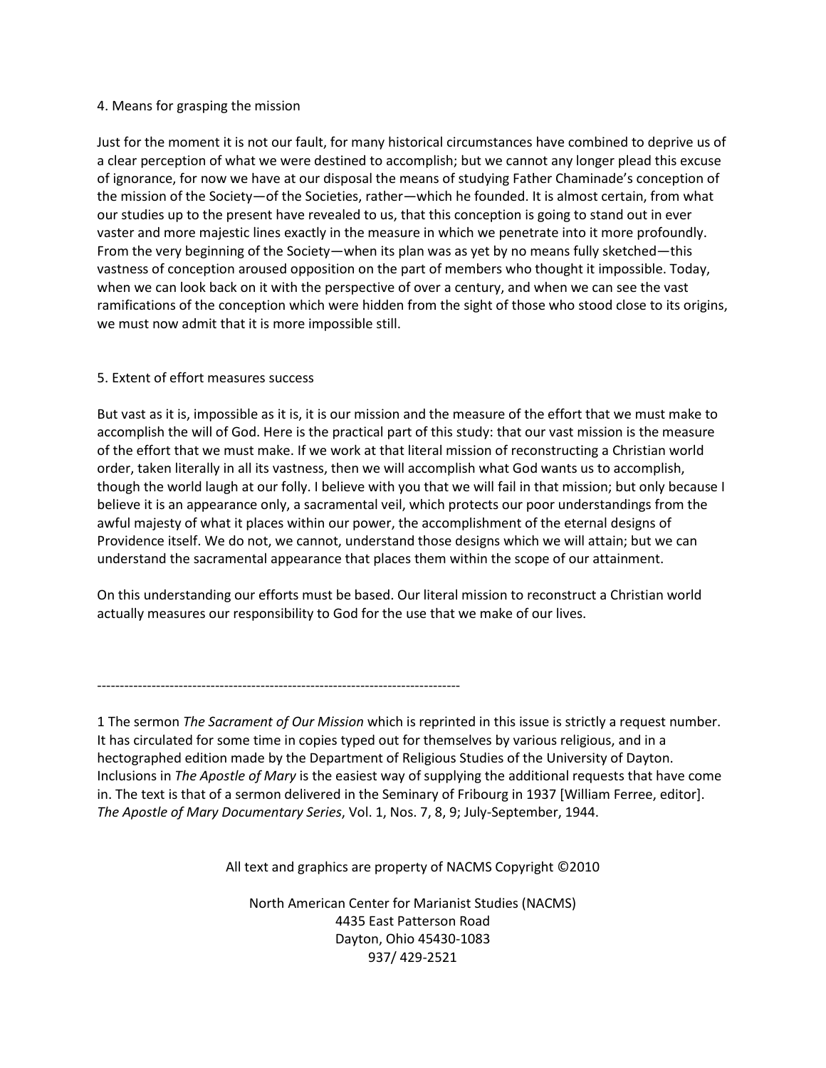## 4. Means for grasping the mission

Just for the moment it is not our fault, for many historical circumstances have combined to deprive us of a clear perception of what we were destined to accomplish; but we cannot any longer plead this excuse of ignorance, for now we have at our disposal the means of studying Father Chaminade's conception of the mission of the Society—of the Societies, rather—which he founded. It is almost certain, from what our studies up to the present have revealed to us, that this conception is going to stand out in ever vaster and more majestic lines exactly in the measure in which we penetrate into it more profoundly. From the very beginning of the Society—when its plan was as yet by no means fully sketched—this vastness of conception aroused opposition on the part of members who thought it impossible. Today, when we can look back on it with the perspective of over a century, and when we can see the vast ramifications of the conception which were hidden from the sight of those who stood close to its origins, we must now admit that it is more impossible still.

## 5. Extent of effort measures success

But vast as it is, impossible as it is, it is our mission and the measure of the effort that we must make to accomplish the will of God. Here is the practical part of this study: that our vast mission is the measure of the effort that we must make. If we work at that literal mission of reconstructing a Christian world order, taken literally in all its vastness, then we will accomplish what God wants us to accomplish, though the world laugh at our folly. I believe with you that we will fail in that mission; but only because I believe it is an appearance only, a sacramental veil, which protects our poor understandings from the awful majesty of what it places within our power, the accomplishment of the eternal designs of Providence itself. We do not, we cannot, understand those designs which we will attain; but we can understand the sacramental appearance that places them within the scope of our attainment.

On this understanding our efforts must be based. Our literal mission to reconstruct a Christian world actually measures our responsibility to God for the use that we make of our lives.

---

1 The sermon *The Sacrament of Our Mission* which is reprinted in this issue is strictly a request number. It has circulated for some time in copies typed out for themselves by various religious, and in a hectographed edition made by the Department of Religious Studies of the University of Dayton. Inclusions in *The Apostle of Mary* is the easiest way of supplying the additional requests that have come in. The text is that of a sermon delivered in the Seminary of Fribourg in 1937 [William Ferree, editor]. *The Apostle of Mary Documentary Series*, Vol. 1, Nos. 7, 8, 9; July-September, 1944.

All text and graphics are property of NACMS Copyright ©2010

North American Center for Marianist Studies (NACMS)
4435 East Patterson Road
Dayton, Ohio 45430-1083
937/ 429-2521